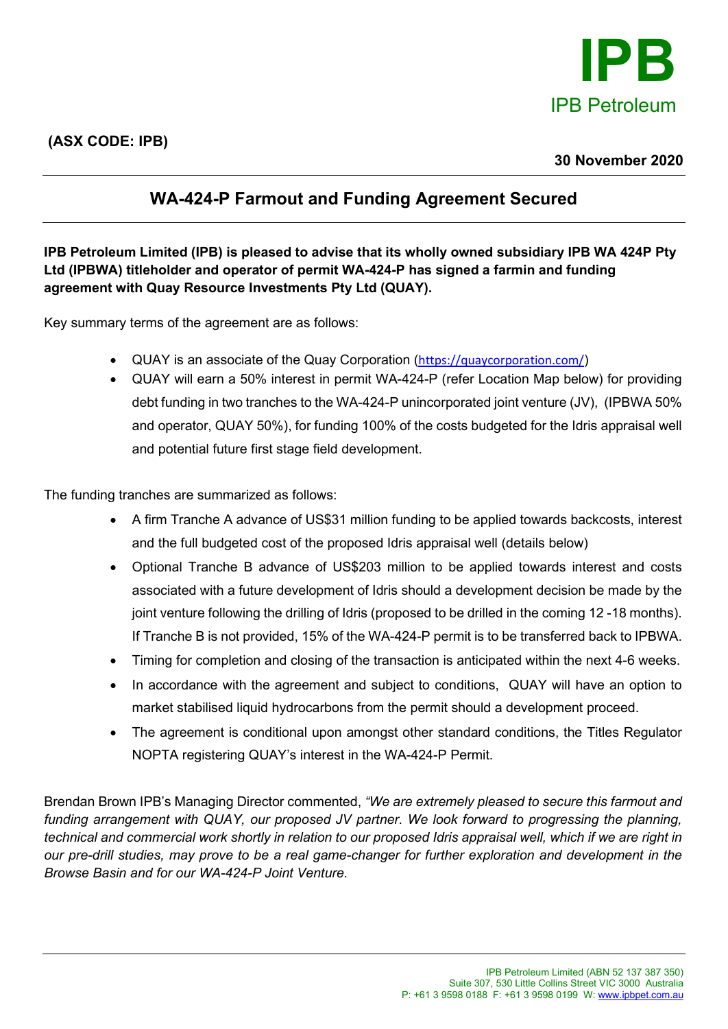**IPB**
IPB Petroleum

**(ASX CODE: IPB)**

**30 November 2020**

# WA-424-P Farmout and Funding Agreement Secured

**IPB Petroleum Limited (IPB) is pleased to advise that its wholly owned subsidiary IPB WA 424P Pty Ltd (IPBWA) titleholder and operator of permit WA-424-P has signed a farmin and funding agreement with Quay Resource Investments Pty Ltd (QUAY).**

Key summary terms of the agreement are as follows:

- QUAY is an associate of the Quay Corporation (https://quaycorporation.com/)
- QUAY will earn a 50% interest in permit WA-424-P (refer Location Map below) for providing debt funding in two tranches to the WA-424-P unincorporated joint venture (JV), (IPBWA 50% and operator, QUAY 50%), for funding 100% of the costs budgeted for the Idris appraisal well and potential future first stage field development.

The funding tranches are summarized as follows:

- A firm Tranche A advance of US$31 million funding to be applied towards backcosts, interest and the full budgeted cost of the proposed Idris appraisal well (details below)
- Optional Tranche B advance of US$203 million to be applied towards interest and costs associated with a future development of Idris should a development decision be made by the joint venture following the drilling of Idris (proposed to be drilled in the coming 12 -18 months). If Tranche B is not provided, 15% of the WA-424-P permit is to be transferred back to IPBWA.
- Timing for completion and closing of the transaction is anticipated within the next 4-6 weeks.
- In accordance with the agreement and subject to conditions, QUAY will have an option to market stabilised liquid hydrocarbons from the permit should a development proceed.
- The agreement is conditional upon amongst other standard conditions, the Titles Regulator NOPTA registering QUAY's interest in the WA-424-P Permit.

Brendan Brown IPB's Managing Director commented, *"We are extremely pleased to secure this farmout and funding arrangement with QUAY, our proposed JV partner. We look forward to progressing the planning, technical and commercial work shortly in relation to our proposed Idris appraisal well, which if we are right in our pre-drill studies, may prove to be a real game-changer for further exploration and development in the Browse Basin and for our WA-424-P Joint Venture.*

IPB Petroleum Limited (ABN 52 137 387 350)
Suite 307, 530 Little Collins Street VIC 3000 Australia
P: +61 3 9598 0188 F: +61 3 9598 0199 W: www.ipbpet.com.au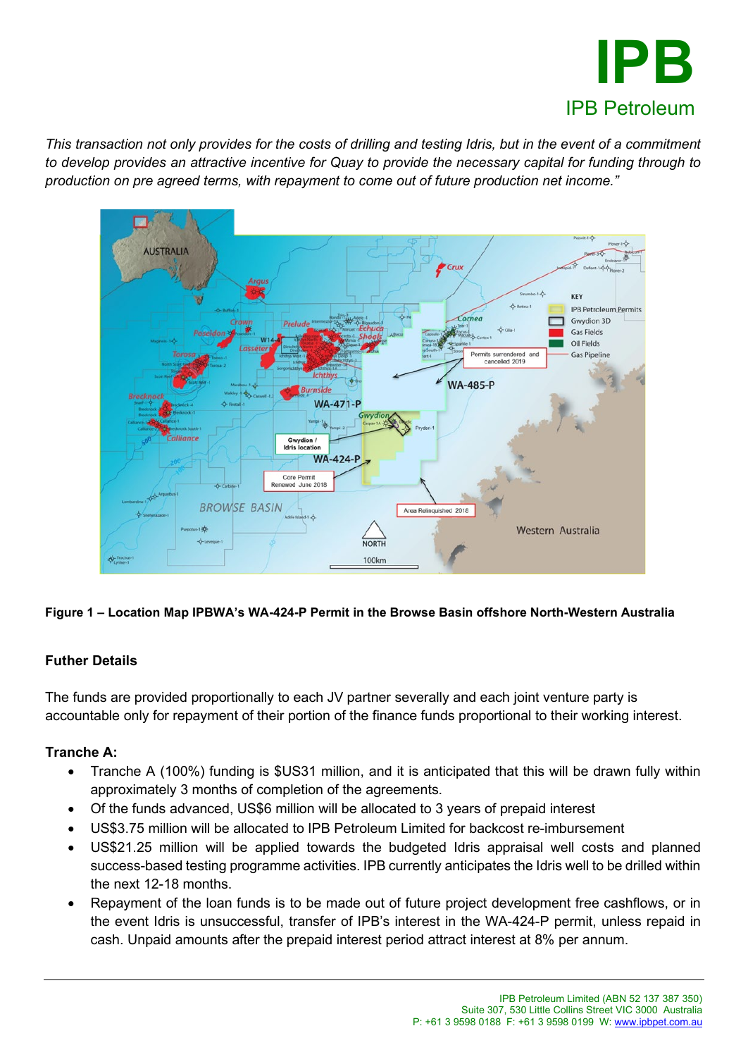*This transaction not only provides for the costs of drilling and testing Idris, but in the event of a commitment to develop provides an attractive incentive for Quay to provide the necessary capital for funding through to production on pre agreed terms, with repayment to come out of future production net income."*

**Figure 1 – Location Map IPBWA's WA-424-P Permit in the Browse Basin offshore North-Western Australia**

## Futher Details

The funds are provided proportionally to each JV partner severally and each joint venture party is accountable only for repayment of their portion of the finance funds proportional to their working interest.

### Tranche A:

- Tranche A (100%) funding is $US31 million, and it is anticipated that this will be drawn fully within approximately 3 months of completion of the agreements.
- Of the funds advanced, US$6 million will be allocated to 3 years of prepaid interest
- US$3.75 million will be allocated to IPB Petroleum Limited for backcost re-imbursement
- US$21.25 million will be applied towards the budgeted Idris appraisal well costs and planned success-based testing programme activities. IPB currently anticipates the Idris well to be drilled within the next 12-18 months.
- Repayment of the loan funds is to be made out of future project development free cashflows, or in the event Idris is unsuccessful, transfer of IPB's interest in the WA-424-P permit, unless repaid in cash. Unpaid amounts after the prepaid interest period attract interest at 8% per annum.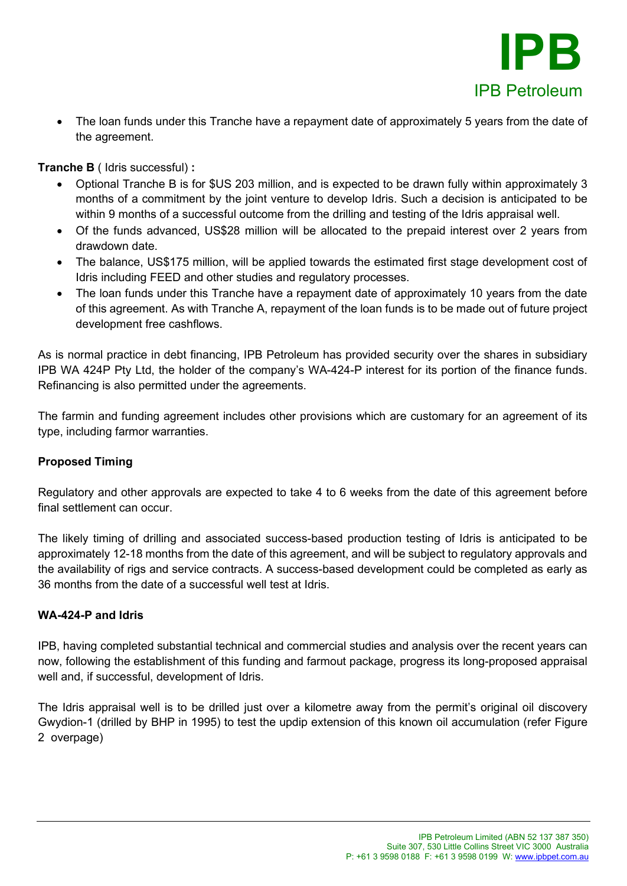- The loan funds under this Tranche have a repayment date of approximately 5 years from the date of the agreement.

**Tranche B** ( Idris successful) **:**

- Optional Tranche B is for $US 203 million, and is expected to be drawn fully within approximately 3 months of a commitment by the joint venture to develop Idris. Such a decision is anticipated to be within 9 months of a successful outcome from the drilling and testing of the Idris appraisal well.
- Of the funds advanced, US$28 million will be allocated to the prepaid interest over 2 years from drawdown date.
- The balance, US$175 million, will be applied towards the estimated first stage development cost of Idris including FEED and other studies and regulatory processes.
- The loan funds under this Tranche have a repayment date of approximately 10 years from the date of this agreement. As with Tranche A, repayment of the loan funds is to be made out of future project development free cashflows.

As is normal practice in debt financing, IPB Petroleum has provided security over the shares in subsidiary IPB WA 424P Pty Ltd, the holder of the company's WA-424-P interest for its portion of the finance funds. Refinancing is also permitted under the agreements.

The farmin and funding agreement includes other provisions which are customary for an agreement of its type, including farmor warranties.

**Proposed Timing**

Regulatory and other approvals are expected to take 4 to 6 weeks from the date of this agreement before final settlement can occur.

The likely timing of drilling and associated success-based production testing of Idris is anticipated to be approximately 12-18 months from the date of this agreement, and will be subject to regulatory approvals and the availability of rigs and service contracts. A success-based development could be completed as early as 36 months from the date of a successful well test at Idris.

**WA-424-P and Idris**

IPB, having completed substantial technical and commercial studies and analysis over the recent years can now, following the establishment of this funding and farmout package, progress its long-proposed appraisal well and, if successful, development of Idris.

The Idris appraisal well is to be drilled just over a kilometre away from the permit's original oil discovery Gwydion-1 (drilled by BHP in 1995) to test the updip extension of this known oil accumulation (refer Figure 2 overpage)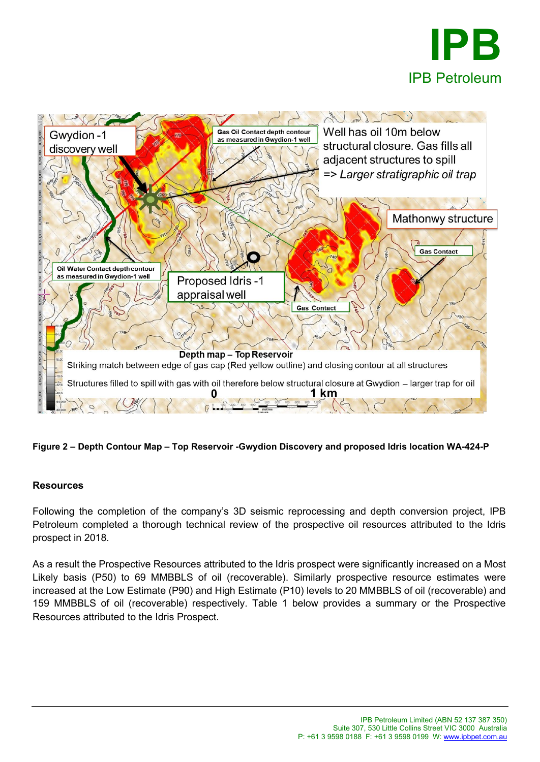**Figure 2 – Depth Contour Map – Top Reservoir -Gwydion Discovery and proposed Idris location WA-424-P**

## Resources

Following the completion of the company's 3D seismic reprocessing and depth conversion project, IPB Petroleum completed a thorough technical review of the prospective oil resources attributed to the Idris prospect in 2018.

As a result the Prospective Resources attributed to the Idris prospect were significantly increased on a Most Likely basis (P50) to 69 MMBBLS of oil (recoverable). Similarly prospective resource estimates were increased at the Low Estimate (P90) and High Estimate (P10) levels to 20 MMBBLS of oil (recoverable) and 159 MMBBLS of oil (recoverable) respectively. Table 1 below provides a summary or the Prospective Resources attributed to the Idris Prospect.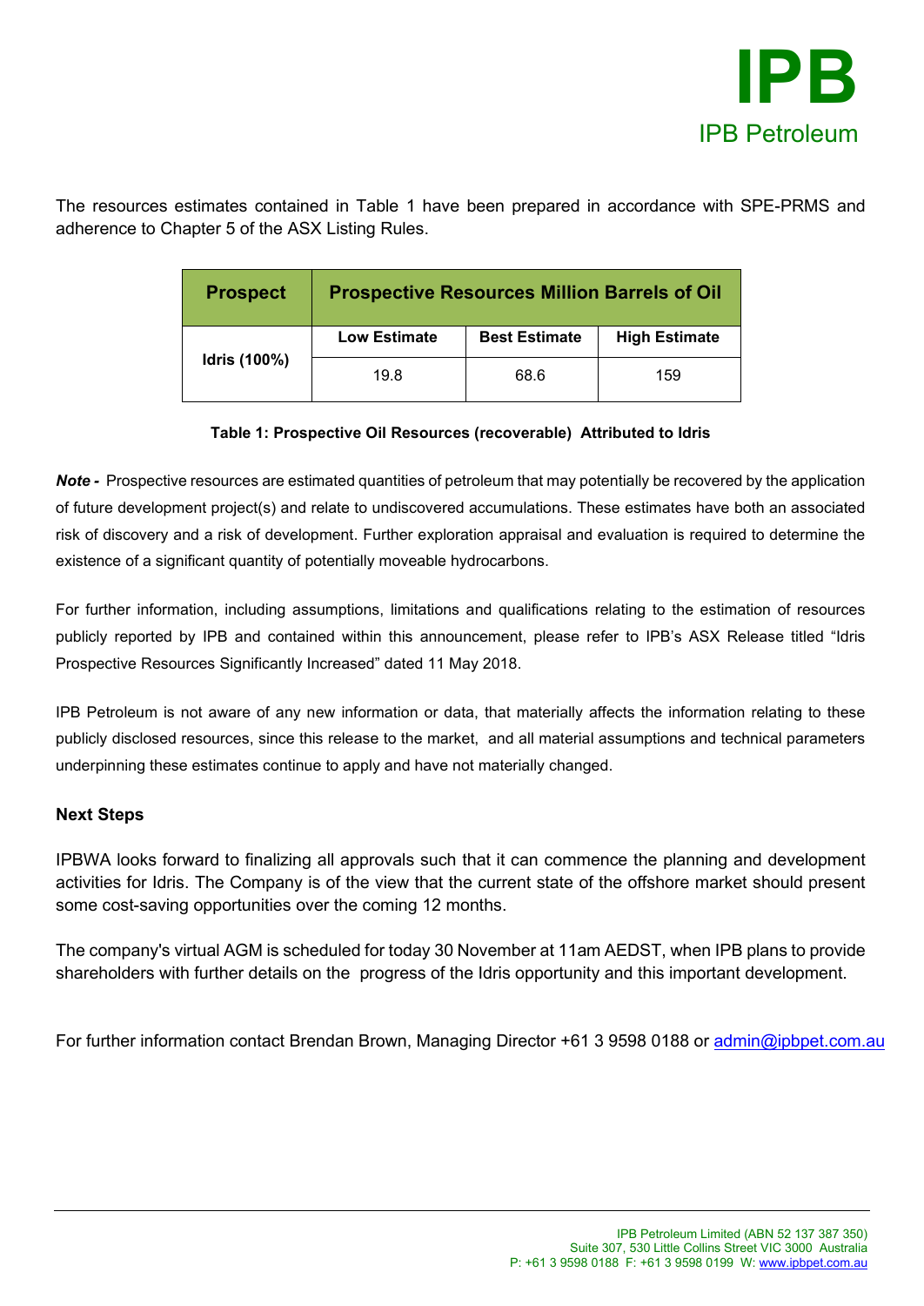The resources estimates contained in Table 1 have been prepared in accordance with SPE-PRMS and adherence to Chapter 5 of the ASX Listing Rules.

| Prospect | Prospective Resources Million Barrels of Oil | | |
|---|---|---|---|
| | Low Estimate | Best Estimate | High Estimate |
| Idris (100%) | 19.8 | 68.6 | 159 |

**Table 1: Prospective Oil Resources (recoverable) Attributed to Idris**

***Note -*** Prospective resources are estimated quantities of petroleum that may potentially be recovered by the application of future development project(s) and relate to undiscovered accumulations. These estimates have both an associated risk of discovery and a risk of development. Further exploration appraisal and evaluation is required to determine the existence of a significant quantity of potentially moveable hydrocarbons.

For further information, including assumptions, limitations and qualifications relating to the estimation of resources publicly reported by IPB and contained within this announcement, please refer to IPB's ASX Release titled "Idris Prospective Resources Significantly Increased" dated 11 May 2018.

IPB Petroleum is not aware of any new information or data, that materially affects the information relating to these publicly disclosed resources, since this release to the market, and all material assumptions and technical parameters underpinning these estimates continue to apply and have not materially changed.

### Next Steps

IPBWA looks forward to finalizing all approvals such that it can commence the planning and development activities for Idris. The Company is of the view that the current state of the offshore market should present some cost-saving opportunities over the coming 12 months.

The company's virtual AGM is scheduled for today 30 November at 11am AEDST, when IPB plans to provide shareholders with further details on the progress of the Idris opportunity and this important development.

For further information contact Brendan Brown, Managing Director +61 3 9598 0188 or admin@ipbpet.com.au